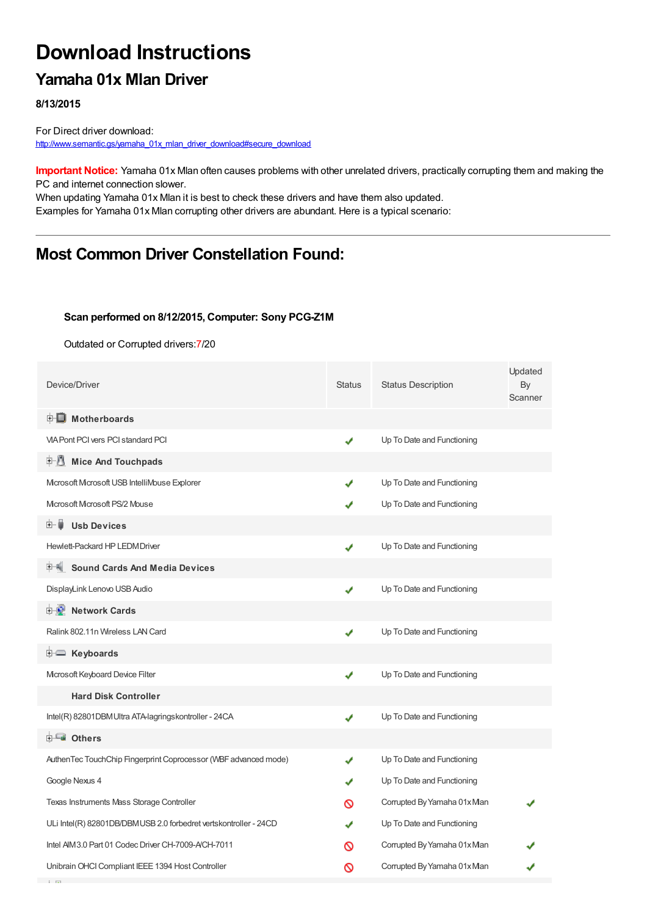# Download Instructions

## Yamaha 01x Mlan Driver

**8/13/2015**

For Direct driver download:
http://www.semantic.gs/yamaha_01x_mlan_driver_download#secure_download

**Important Notice:** Yamaha 01x Mlan often causes problems with other unrelated drivers, practically corrupting them and making the PC and internet connection slower.
When updating Yamaha 01x Mlan it is best to check these drivers and have them also updated.
Examples for Yamaha 01x Mlan corrupting other drivers are abundant. Here is a typical scenario:

---

## Most Common Driver Constellation Found:

**Scan performed on 8/12/2015, Computer: Sony PCG-Z1M**

Outdated or Corrupted drivers:7/20

| Device/Driver | Status | Status Description | Updated By Scanner |
|---|---|---|---|
| **Motherboards** | | | |
| VIA Pont PCI vers PCI standard PCI | ✔ | Up To Date and Functioning | |
| **Mice And Touchpads** | | | |
| Microsoft Microsoft USB IntelliMouse Explorer | ✔ | Up To Date and Functioning | |
| Microsoft Microsoft PS/2 Mouse | ✔ | Up To Date and Functioning | |
| **Usb Devices** | | | |
| Hewlett-Packard HP LEDM Driver | ✔ | Up To Date and Functioning | |
| **Sound Cards And Media Devices** | | | |
| DisplayLink Lenovo USB Audio | ✔ | Up To Date and Functioning | |
| **Network Cards** | | | |
| Ralink 802.11n Wireless LAN Card | ✔ | Up To Date and Functioning | |
| **Keyboards** | | | |
| Microsoft Keyboard Device Filter | ✔ | Up To Date and Functioning | |
| **Hard Disk Controller** | | | |
| Intel(R) 82801DBM Ultra ATA-lagringskontroller - 24CA | ✔ | Up To Date and Functioning | |
| **Others** | | | |
| AuthenTec TouchChip Fingerprint Coprocessor (WBF advanced mode) | ✔ | Up To Date and Functioning | |
| Google Nexus 4 | ✔ | Up To Date and Functioning | |
| Texas Instruments Mass Storage Controller | ⊘ | Corrupted By Yamaha 01x Mlan | ✔ |
| ULi Intel(R) 82801DB/DBM USB 2.0 forbedret vertskontroller - 24CD | ✔ | Up To Date and Functioning | |
| Intel AIM 3.0 Part 01 Codec Driver CH-7009-A/CH-7011 | ⊘ | Corrupted By Yamaha 01x Mlan | ✔ |
| Unibrain OHCI Compliant IEEE 1394 Host Controller | ⊘ | Corrupted By Yamaha 01x Mlan | ✔ |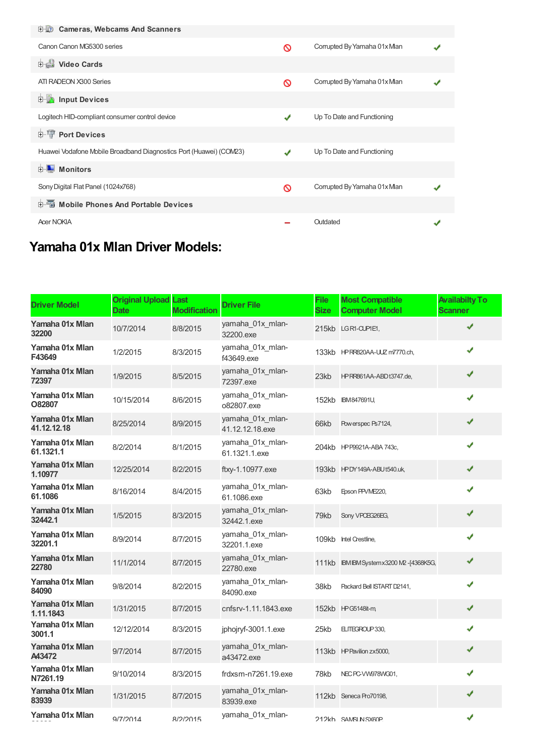| | | | |
|---|---|---|---|
| **Cameras, Webcams And Scanners** | | | |
| Canon Canon MG5300 series | ⃠ | Corrupted By Yamaha 01x Mlan | ✔ |
| **Video Cards** | | | |
| ATI RADEON X300 Series | ⃠ | Corrupted By Yamaha 01x Mlan | ✔ |
| **Input Devices** | | | |
| Logitech HID-compliant consumer control device | ✔ | Up To Date and Functioning | |
| **Port Devices** | | | |
| Huawei Vodafone Mobile Broadband Diagnostics Port (Huawei) (COM23) | ✔ | Up To Date and Functioning | |
| **Monitors** | | | |
| Sony Digital Flat Panel (1024x768) | ⃠ | Corrupted By Yamaha 01x Mlan | ✔ |
| **Mobile Phones And Portable Devices** | | | |
| Acer NOKIA | − | Outdated | ✔ |

## Yamaha 01x Mlan Driver Models:

| Driver Model | Original Upload Date | Last Modification | Driver File | File Size | Most Compatible Computer Model | Availabilty To Scanner |
|---|---|---|---|---|---|---|
| **Yamaha 01x Mlan 32200** | 10/7/2014 | 8/8/2015 | yamaha_01x_mlan-32200.exe | 215kb | LG R1-CUP1E1, | ✔ |
| **Yamaha 01x Mlan F43649** | 1/2/2015 | 8/3/2015 | yamaha_01x_mlan-f43649.exe | 133kb | HP RR820AA-UUZ m7770.ch, | ✔ |
| **Yamaha 01x Mlan 72397** | 1/9/2015 | 8/5/2015 | yamaha_01x_mlan-72397.exe | 23kb | HP RR861AA-ABD t3747.de, | ✔ |
| **Yamaha 01x Mlan O82807** | 10/15/2014 | 8/6/2015 | yamaha_01x_mlan-o82807.exe | 152kb | IBM 847691U, | ✔ |
| **Yamaha 01x Mlan 41.12.12.18** | 8/25/2014 | 8/9/2015 | yamaha_01x_mlan-41.12.12.18.exe | 66kb | Powerspec Ps7124, | ✔ |
| **Yamaha 01x Mlan 61.1321.1** | 8/2/2014 | 8/1/2015 | yamaha_01x_mlan-61.1321.1.exe | 204kb | HP P9921A-ABA 743c, | ✔ |
| **Yamaha 01x Mlan 1.10977** | 12/25/2014 | 8/2/2015 | ftxy-1.10977.exe | 193kb | HP DY149A-ABU t540.uk, | ✔ |
| **Yamaha 01x Mlan 61.1086** | 8/16/2014 | 8/4/2015 | yamaha_01x_mlan-61.1086.exe | 63kb | Epson PPVME220, | ✔ |
| **Yamaha 01x Mlan 32442.1** | 1/5/2015 | 8/3/2015 | yamaha_01x_mlan-32442.1.exe | 79kb | Sony VPCEG26EG, | ✔ |
| **Yamaha 01x Mlan 32201.1** | 8/9/2014 | 8/7/2015 | yamaha_01x_mlan-32201.1.exe | 109kb | Intel Crestline, | ✔ |
| **Yamaha 01x Mlan 22780** | 11/1/2014 | 8/7/2015 | yamaha_01x_mlan-22780.exe | 111kb | IBM IBM System x3200 M2 -[4368K5G, | ✔ |
| **Yamaha 01x Mlan 84090** | 9/8/2014 | 8/2/2015 | yamaha_01x_mlan-84090.exe | 38kb | Packard Bell ISTART D2141, | ✔ |
| **Yamaha 01x Mlan 1.11.1843** | 1/31/2015 | 8/7/2015 | cnfsrv-1.11.1843.exe | 152kb | HP G5148it-m, | ✔ |
| **Yamaha 01x Mlan 3001.1** | 12/12/2014 | 8/3/2015 | jphojryf-3001.1.exe | 25kb | ELITEGROUP 330, | ✔ |
| **Yamaha 01x Mlan A43472** | 9/7/2014 | 8/7/2015 | yamaha_01x_mlan-a43472.exe | 113kb | HP Pavilion zx5000, | ✔ |
| **Yamaha 01x Mlan N7261.19** | 9/10/2014 | 8/3/2015 | frdxsm-n7261.19.exe | 78kb | NEC PC-VW978WG01, | ✔ |
| **Yamaha 01x Mlan 83939** | 1/31/2015 | 8/7/2015 | yamaha_01x_mlan-83939.exe | 112kb | Seneca Pro70198, | ✔ |
| **Yamaha 01x Mlan** | 9/7/2014 | 8/2/2015 | yamaha_01x_mlan- | 212kb | SAMSUN SX60P | ✔ |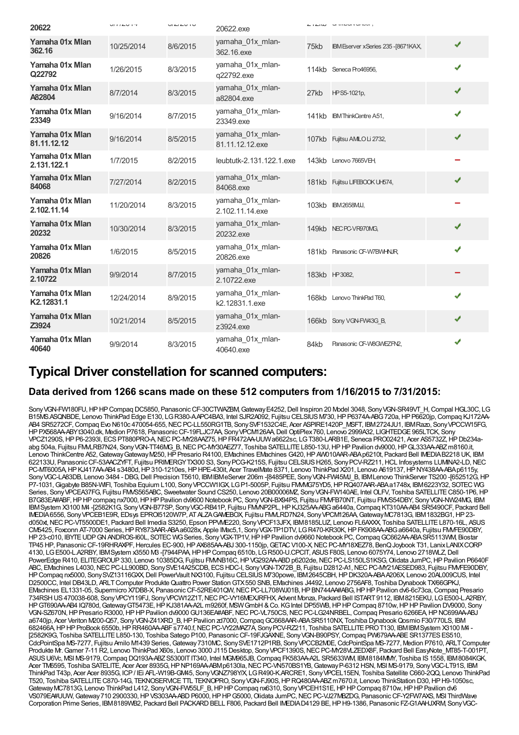| | | | | | | |
|---|---|---|---|---|---|---|
| 20622 | | | 20622.exe | | | |
| Yamaha 01x Mlan 362.16 | 10/25/2014 | 8/6/2015 | yamaha_01x_mlan-362.16.exe | 75kb | IBM Eserver xSeries 235 -[8671KAX, | ✔ |
| Yamaha 01x Mlan Q22792 | 1/26/2015 | 8/3/2015 | yamaha_01x_mlan-q22792.exe | 114kb | Seneca Pro46956, | ✔ |
| Yamaha 01x Mlan A82804 | 8/7/2014 | 8/3/2015 | yamaha_01x_mlan-a82804.exe | 27kb | HP S5-1021p, | ✔ |
| Yamaha 01x Mlan 23349 | 9/16/2014 | 8/7/2015 | yamaha_01x_mlan-23349.exe | 141kb | IBM ThinkCentre A51, | ✔ |
| Yamaha 01x Mlan 81.11.12.12 | 9/16/2014 | 8/5/2015 | yamaha_01x_mlan-81.11.12.12.exe | 107kb | Fujitsu AMILO Li 2732, | ✔ |
| Yamaha 01x Mlan 2.131.122.1 | 1/7/2015 | 8/2/2015 | leubtutk-2.131.122.1.exe | 143kb | Lenovo 7665VEH, | – |
| Yamaha 01x Mlan 84068 | 7/27/2014 | 8/2/2015 | yamaha_01x_mlan-84068.exe | 181kb | Fujitsu LIFEBOOK UH574, | ✔ |
| Yamaha 01x Mlan 2.102.11.14 | 11/20/2014 | 8/3/2015 | yamaha_01x_mlan-2.102.11.14.exe | 103kb | IBM 2658MLU, | – |
| Yamaha 01x Mlan 20232 | 10/30/2014 | 8/3/2015 | yamaha_01x_mlan-20232.exe | 149kb | NEC PC-VR970MG, | ✔ |
| Yamaha 01x Mlan 20826 | 1/6/2015 | 8/5/2015 | yamaha_01x_mlan-20826.exe | 181kb | Panasonic CF-W7BWHNJR, | ✔ |
| Yamaha 01x Mlan 2.10722 | 9/9/2014 | 8/7/2015 | yamaha_01x_mlan-2.10722.exe | 183kb | HP 3082, | – |
| Yamaha 01x Mlan K2.12831.1 | 12/24/2014 | 8/9/2015 | yamaha_01x_mlan-k2.12831.1.exe | 168kb | Lenovo ThinkPad T60, | ✔ |
| Yamaha 01x Mlan Z3924 | 10/21/2014 | 8/5/2015 | yamaha_01x_mlan-z3924.exe | 166kb | Sony VGN-FW43G_B, | ✔ |
| Yamaha 01x Mlan 40640 | 9/9/2014 | 8/3/2015 | yamaha_01x_mlan-40640.exe | 84kb | Panasonic CF-W8GWEZFN2, | ✔ |

## Typical Driver constellation for scanned computers:

### Data derived from 1266 scans made on these 512 computers from 1/16/2015 to 7/31/2015:

Sony VGN-FW180FU, HP HP Compaq DC5850, Panasonic CF-30CTWAZBM, Gateway E4252, Dell Inspiron 20 Model 3048, Sony VGN-SR49VT_H, Compal HGL30C, LG B15MS.ASQNBDE, Lenovo ThinkPad Edge E130, LG R380-A.APC4BA3, Intel SJR2A092, Fujitsu CELSIUS M730, HP P6374A-ABG 720a, HP P6620jp, Compaq KJ172AA-AB4 SR5272CF, Compaq Evo N610c 470054-655, NEC PC-LL550RG1TB, Sony SVF1532C4E, Acer ASPIRE1420P_MSFT, IBM 2724JU1, IBM Razo, Sony VPCCW15FG, HP PX568AA-ABY t3040.dk, Medion P7618, Panasonic CF-19FLJC7AA, Sony VPCM126AA, Dell OptiPlex 760, Lenovo 2999A32, LIGHTEDGE 965LTCK, Sony VPCZ1290S, HP P6-2393I, ECS PT880PRO-A, NEC PC-MY28AAZ75, HP FR472AA-UUW a6622sc, LG T380-LARB1E, Seneca PRO02421, Acer AS5732Z, HP Db234a-abg 504a, Fujitsu FMVLRB7N24, Sony VGN-TT46MG_B, NEC PC-MY30AEZ77, Toshiba SATELLITE L850-13U, HP HP Pavilion dv9000, HP GL333AA-ABZ m8160.it, Lenovo ThinkCentre A52, Gateway Gateway M250, HP Presario R4100, EMachines EMachines G420, HP AW010AAR-ABA p6210t, Packard Bell IMEDIA B2218 UK, IBM 622133U, Panasonic CF-53AACZYFT, Fujitsu PRIMERGY TX300 S3, Sony PCG-K215S, Fujitsu CELSIUS H265, Sony PCV-RZ211, HCL Infosystems LUMINA2-LD, NEC PC-MT6005A, HP KJ417AA-AB4 s3480d, HP 310-1210es, HP HPE-430it, Acer TravelMate 8371, Lenovo ThinkPad X201, Lenovo A619137, HP NY438AA-ABA p6115y, Sony VGC-LA83DB, Lenovo 3484 - DBG, Dell Precision T5610, IBM IBM eServer 206m -[8485PEE, Sony VGN-FW45MJ_B, IBM Lenovo ThinkServer TS200 -[652512G, HP P7-1031, Gigabyte B85N-WIFI, Toshiba Equium L100, Sony VPCCW1IGX, LG P1-5005P, Fujitsu FMVMG75YD5, HP RQ407AAR-ABA a1748x, IBM 6223Y32, SOTEC WG Series, Sony VPCEA37FG, Fujitsu FMVS565ABC, Sweetwater Sound CS250, Lenovo 20B00006MZ, Sony VGN-FW140AE, Intel OLFV, Toshiba SATELLITE C850-1P6, HP B7G83EA#ABF, HP HP compaq nx7000, HP HP Pavilion dv9600 Notebook PC, Sony VGN-BX94PS, Fujitsu FMVFB70NT, Fujitsu FMVS54DBY, Sony VGN-NW24MG, IBM IBM System X3100 M4 -[2582K1G, Sony VGN-B77SP, Sony VGC-RB41P, Fujitsu FMVNP2PL, HP KJ325AA-ABG a6440a, Compaq KT310AA-AB4 SR5490CF, Packard Bell IMEDIA 6556, Sony VPCEB1E9R, EDsys EPROI5120W7P, AT ALZA GAMEBOX, Fujitsu FMVLRD7N24, Sony VPCM126AA, Gateway MC7813G, IBM 1832BG1, HP 23-d050xt, NEC PC-VT5500DE1, Packard Bell Imedia S3250, Epson PPVME220, Sony VPCF13JFX, IBM 8185LUZ, Lenovo FL6AXXX, Toshiba SATELLITE L870-16L, ASUS CM5425, Foxconn AT-7000 Series, HP RY873AAR-ABA a6028x, Apple IMac5,1, Sony VGX-TP1DTV, LG R470-KR30K, HP FK908AA-ABG a6640a, Fujitsu FMVFE90DBY, HP 23-c010, IBYTE UDP GN ANDROS-I60L, SOTEC WG Series, Sony VGX-TP1V, HP HP Pavilion dv9600 Notebook PC, Compaq GC662AA-ABA SR5113WM, Biostar TP45 HP, Panasonic CF-19RHRAXPF, Hercules EC-900, HP AX685AA-ABJ 300-1150jp, GETAC V100-X, NEC PC-MY18XEZ78, BenQ Joybook T31, Lanix LANIX CORP 4130, LG E500-L.A2RBY, IBM System x3550 M3 -[7944PAA, HP HP Compaq 6510b, LG R500-U.CPCIT, ASUS F80S, Lenovo 6075Y74, Lenovo 2718WLZ, Dell PowerEdge R410, ELITEGROUP 330, Lenovo 10385DG, Fujitsu FMVNB16C, HP VG292AA-ABD p6202de, NEC PC-LS150LS1KSG, Olidata JumPC, HP Pavilion P6640F ABC, EMachines L4030, NEC PC-LL900BD, Sony SVE14A25CDB, ECS HDC-I, Sony VGN-TX72B_B, Fujitsu D2812-A1, NEC PC-MY21AESED983, Fujitsu FMVFE90DBY, HP Compaq nx5000, Sony SVZ13116GXX, Dell PowerVault NX3100, Fujitsu CELSIUS M730powe, IBM 2645CBH, HP DK320A-ABA A206X, Lenovo 20AL009CUS, Intel D2500CC, Intel DB43LD, ARLT Computer Produkte Quattro Power Station GTX 550 SNB, EMachines J4492, Lenovo 2756AF8, Toshiba Dynabook TX/66GPKJ, EMachines EL1331-05, Supermicro X7DB8-X, Panasonic CF-52RE401QW, NEC PC-LL708WJ01B, HP BN744AA#ABG, HP HP Pavilion dv6-6c73ca, Compaq Presario 734RSH US 470038-608, Sony VPCY119FJ, Sony VPCW12Z1T, NEC PC-VY16MEXJRFHX, Advent Monza, Packard Bell ISTART 9112, IBM 8215EKU, LG E500-L.A2RBY, HP GT690AA-AB4 IQ780d, Gateway GT5473E, HP KJ381AA-A2L m9260f, MSW GmbH & Co. KG Intel DP55WB, HP HP Compaq 8710w, HP HP Pavilion DV9000, Sony VGN-SZ670N, HP Presario R3000, HP HP Pavilion dv9000 GU136EA#ABF, NEC PC-VL750CS, NEC PC-LG24NRBEL, Compaq Presario 6266EA, HP NC699AA-ABJ a6740jp, Acer Veriton M200-Q57, Sony VGN-Z41XRD_B, HP HP Pavilion zd7000, Compaq GC668AAR-ABA SR5110NX, Toshiba Dynabook Qosmio F30/770LS, IBM 682466A, HP HP ProBook 6550b, HP RR460AA-ABF s7740.f, NEC PC-VY22MAZ7A, Sony PCV-RZ211, Toshiba SATELLITE PRO T130, IBM IBM System X3100 M4 -[2582K9G, Toshiba SATELLITE L850-130, Toshiba Satego P100, Panasonic CF-19FJGAXNE, Sony VGN-B90PSY, Compaq PW679AA-ABE SR1377ES ES510, CdcPointSpa MS-7277, Fujitsu Amilo M1439 Series, Gateway 7310MC, Sony SVE1712P1RB, Sony VPCCB2M0E, CdcPointSpa MS-7277, Medion P7610, ARLT Computer Produkte Mr. Gamer 7-11 R2, Lenovo ThinkPad X60s, Lenovo 3000 J115 Desktop, Sony VPCF1390S, NEC PC-MY28VLZEDX8F, Packard Bell EasyNote_MT85-T-001PT, ASUS U6Vc, MSI MS-9179, Compaq DQ193A-ABZ S5300IT IT340, Intel MGM965JB, Compaq FK583AA-A2L SR5633WM, IBM 8184MMY, Toshiba IS 1558, IBM 8084KGK, Acer TM6595, Toshiba SATELITE, Acer Acer 8935G, HP NP169AA-ABM p6130la, NEC PC-VN570BS1YB, Gateway P-6312 HSN, MSI MS-9179, Sony VGC-LT91S, IBM ThinkPad T43p, Acer Acer 8935G, ICP / IEi AFL-W19B-GM45, Sony VGNZ798Y/X, LG R490-K.ARCRE1, Sony VPCEL15EN, Toshiba Satellite C660-2QQ, Lenovo ThinkPad T520, Toshiba SATELLITE C870-14G, TEKNOSERVICE TTL TEKNOPRO, Sony VGN-FJ90S, HP RQ480AA-ABZ m7670.it, Lenovo ThinkStation D30, HP H9-1050sc, Gateway MC7813G, Lenovo ThinkPad L412, Sony VGN-FW55LF_B, HP HP Compaq nx6310, Sony VPCEH1S1E, HP HP Compaq 8710w, HP HP Pavilion dv6 VS079EA#UUW, Gateway 710 2900330, HP VS303AA-ABD P6000, HP HP G5000, Olidata JumPC, NEC PC-VJ27MBZDG, Panasonic CF-Y2FW7AXS, MSI ThirdWave Corporation Prime Series, IBM 8189WB2, Packard Bell PACKARD BELL F806, Packard Bell IMEDIA D4129 BE, HP H9-1386, Panasonic FZ-G1AAHJXRM, Sony VGC-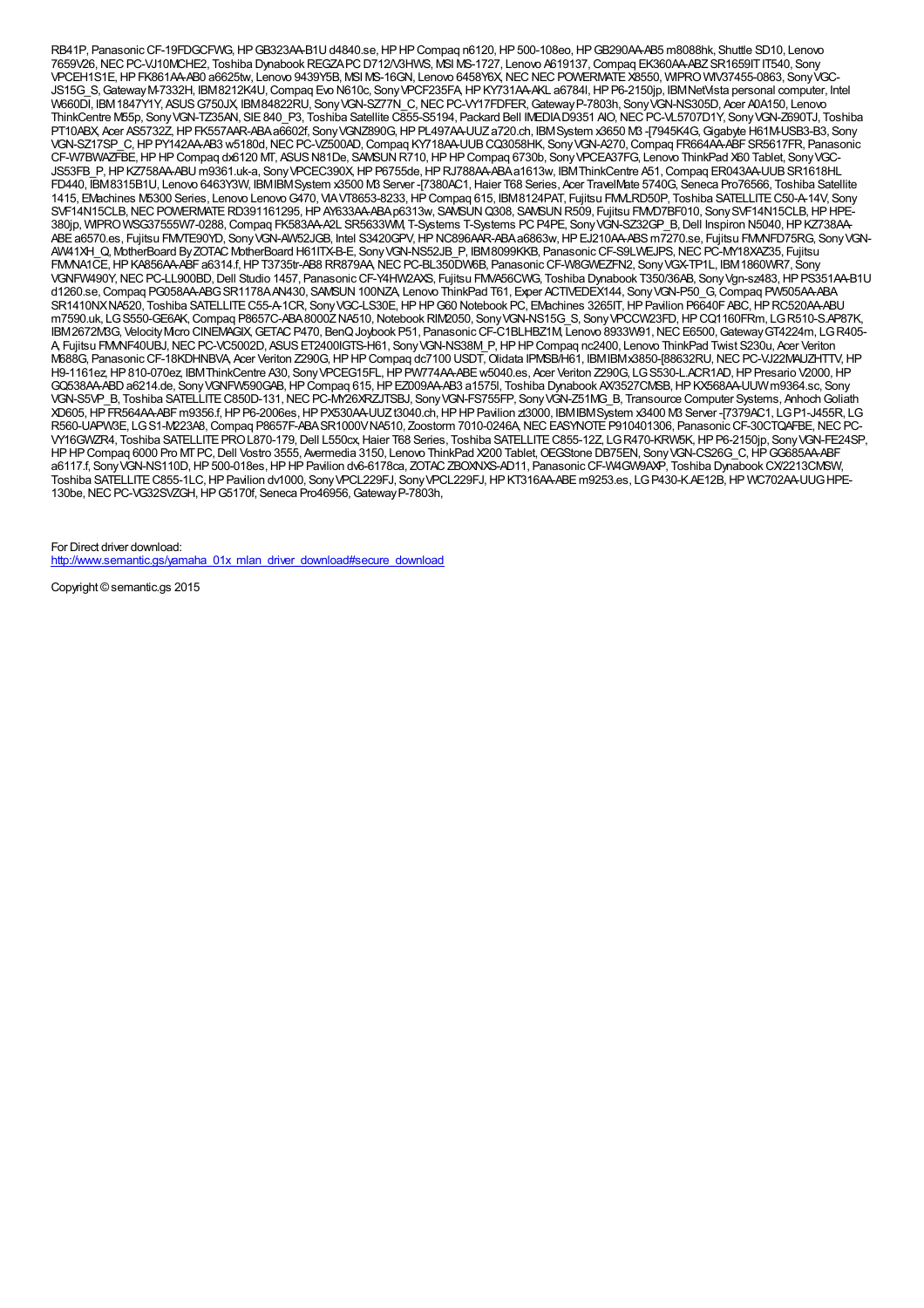RB41P, Panasonic CF-19FDGCFWG, HP GB323AA-B1U d4840.se, HP HP Compaq n6120, HP 500-108eo, HP GB290AA-AB5 m8088hk, Shuttle SD10, Lenovo 7659V26, NEC PC-VJ10MCHE2, Toshiba Dynabook REGZA PC D712/V3HWS, MSI MS-1727, Lenovo A619137, Compaq EK360AA-ABZ SR1659IT IT540, Sony VPCEH1S1E, HP FK861AA-AB0 a6625tw, Lenovo 9439Y5B, MSI MS-16GN, Lenovo 6458Y6X, NEC NEC POWERMATE X8550, WIPRO WIV37455-0863, Sony VGC-JS15G_S, Gateway M-7332H, IBM 8212K4U, Compaq Evo N610c, Sony VPCF235FA, HP KY731AA-AKL a6784l, HP P6-2150jp, IBM NetVista personal computer, Intel W660DI, IBM 1847Y1Y, ASUS G750JX, IBM 84822RU, Sony VGN-SZ77N_C, NEC PC-VY17FDFER, Gateway P-7803h, Sony VGN-NS305D, Acer A0A150, Lenovo ThinkCentre M55p, Sony VGN-TZ35AN, SIE 840_P3, Toshiba Satellite C855-S5194, Packard Bell IMEDIA D9351 AIO, NEC PC-VL5707D1Y, Sony VGN-Z690TJ, Toshiba PT10ABX, Acer AS5732Z, HP FK557AAR-ABA a6602f, Sony VGNZ890G, HP PL497AA-UUZ a720.ch, IBM System x3650 M3 -[7945K4G, Gigabyte H61M-USB3-B3, Sony VGN-SZ17SP_C, HP PY142AA-AB3 w5180d, NEC PC-VZ500AD, Compaq KY718AA-UUB CQ3058HK, Sony VGN-A270, Compaq FR664AA-ABF SR5617FR, Panasonic CF-W7BWAZFBE, HP HP Compaq dx6120 MT, ASUS N81De, SAMSUN R710, HP HP Compaq 6730b, Sony VPCEA37FG, Lenovo ThinkPad X60 Tablet, Sony VGC-JS53FB_P, HP KZ758AA-ABU m9361.uk-a, Sony VPCEC390X, HP P6755de, HP RJ788AA-ABA a1613w, IBM ThinkCentre A51, Compaq ER043AA-UUB SR1618HL FD440, IBM 8315B1U, Lenovo 6463Y3W, IBM IBM System x3500 M3 Server -[7380AC1, Haier T68 Series, Acer TravelMate 5740G, Seneca Pro76566, Toshiba Satellite 1415, EMachines M5300 Series, Lenovo Lenovo G470, VIA VT8653-8233, HP Compaq 615, IBM 8124PAT, Fujitsu FMVLRD50P, Toshiba SATELLITE C50-A-14V, Sony SVF14N15CLB, NEC POWERMATE RD391161295, HP AY633AA-ABA p6313w, SAMSUN Q308, SAMSUN R509, Fujitsu FMVD7BF010, Sony SVF14N15CLB, HP HPE-380jp, WIPRO WSG37555W7-0288, Compaq FK583AA-A2L SR5633WM, T-Systems T-Systems PC P4PE, Sony VGN-SZ32GP_B, Dell Inspiron N5040, HP KZ738AA-ABE a6570.es, Fujitsu FMVTE90YD, Sony VGN-AW52JGB, Intel S3420GPV, HP NC896AAR-ABA a6863w, HP EJ210AA-ABS m7270.se, Fujitsu FMVNFD75RG, Sony VGN-AW41XH_Q, MotherBoard By ZOTAC MotherBoard H61ITX-B-E, Sony VGN-NS52JB_P, IBM 8099KKB, Panasonic CF-S9LWEJPS, NEC PC-MY18XAZ35, Fujitsu FMVNA1CE, HP KA856AA-ABF a6314.f, HP T3735tr-AB8 RR879AA, NEC PC-BL350DW6B, Panasonic CF-W8GWEZFN2, Sony VGX-TP1L, IBM 1860WR7, Sony VGNFW490Y, NEC PC-LL900BD, Dell Studio 1457, Panasonic CF-Y4HW2AXS, Fujitsu FMVA56CWG, Toshiba Dynabook T350/36AB, Sony Vgn-sz483, HP PS351AA-B1U d1260.se, Compaq PG058AA-ABG SR1178A AN430, SAMSUN 100NZA, Lenovo ThinkPad T61, Exper ACTIVEDEX144, Sony VGN-P50_G, Compaq PW505AA-ABA SR1410NX NA520, Toshiba SATELLITE C55-A-1CR, Sony VGC-LS30E, HP HP G60 Notebook PC, EMachines 3265IT, HP Pavilion P6640F ABC, HP RC520AA-ABU m7590.uk, LG S550-GE6AK, Compaq P8657C-ABA 8000Z NA510, Notebook RIM2050, Sony VGN-NS15G_S, Sony VPCCW23FD, HP CQ1160FRm, LG R510-S.AP87K, IBM 2672M3G, Velocity Micro CINEMAGIX, GETAC P470, BenQ Joybook P51, Panasonic CF-C1BLHBZ1M, Lenovo 8933W91, NEC E6500, Gateway GT4224m, LG R405-A, Fujitsu FMVNF40UBJ, NEC PC-VC5002D, ASUS ET2400IGTS-H61, Sony VGN-NS38M_P, HP HP Compaq nc2400, Lenovo ThinkPad Twist S230u, Acer Veriton M688G, Panasonic CF-18KDHNBVA, Acer Veriton Z290G, HP HP Compaq dc7100 USDT, Olidata IPMSB/H61, IBM IBM x3850-[88632RU, NEC PC-VJ22MAUZHTTV, HP H9-1161ez, HP 810-070ez, IBM ThinkCentre A30, Sony VPCEG15FL, HP PW774AA-ABE w5040.es, Acer Veriton Z290G, LG S530-L.ACR1AD, HP Presario V2000, HP GQ538AA-ABD a6214.de, Sony VGNFW590GAB, HP Compaq 615, HP EZ009AA-AB3 a1575l, Toshiba Dynabook AX/3527CMSB, HP KX568AA-UUW m9364.sc, Sony VGN-S5VP_B, Toshiba SATELLITE C850D-131, NEC PC-MY26XRZJTSBJ, Sony VGN-FS755FP, Sony VGN-Z51MG_B, Transource Computer Systems, Anhoch Goliath XD605, HP FR564AA-ABF m9356.f, HP P6-2006es, HP PX530AA-UUZ t3040.ch, HP HP Pavilion zt3000, IBM IBM System x3400 M3 Server -[7379AC1, LG P1-J455R, LG R560-UAPW3E, LG S1-M223A8, Compaq P8657F-ABA SR1000V NA510, Zoostorm 7010-0246A, NEC EASYNOTE P910401306, Panasonic CF-30CTQAFBE, NEC PC-VY16GWZR4, Toshiba SATELLITE PRO L870-179, Dell L550cx, Haier T68 Series, Toshiba SATELLITE C855-12Z, LG R470-KRW5K, HP P6-2150jp, Sony VGN-FE24SP, HP HP Compaq 6000 Pro MT PC, Dell Vostro 3555, Avermedia 3150, Lenovo ThinkPad X200 Tablet, OEGStone DB75EN, Sony VGN-CS26G_C, HP GG685AA-ABF a6117.f, Sony VGN-NS110D, HP 500-018es, HP HP Pavilion dv6-6178ca, ZOTAC ZBOXNXS-AD11, Panasonic CF-W4GW9AXP, Toshiba Dynabook CX/2213CMSW, Toshiba SATELLITE C855-1LC, HP Pavilion dv1000, Sony VPCL229FJ, Sony VPCL229FJ, HP KT316AA-ABE m9253.es, LG P430-K.AE12B, HP WC702AA-UUG HPE-130be, NEC PC-VG32SVZGH, HP G5170f, Seneca Pro46956, Gateway P-7803h,

For Direct driver download:
[http://www.semantic.gs/yamaha_01x_mlan_driver_download#secure_download](http://www.semantic.gs/yamaha_01x_mlan_driver_download#secure_download)

Copyright © semantic.gs 2015